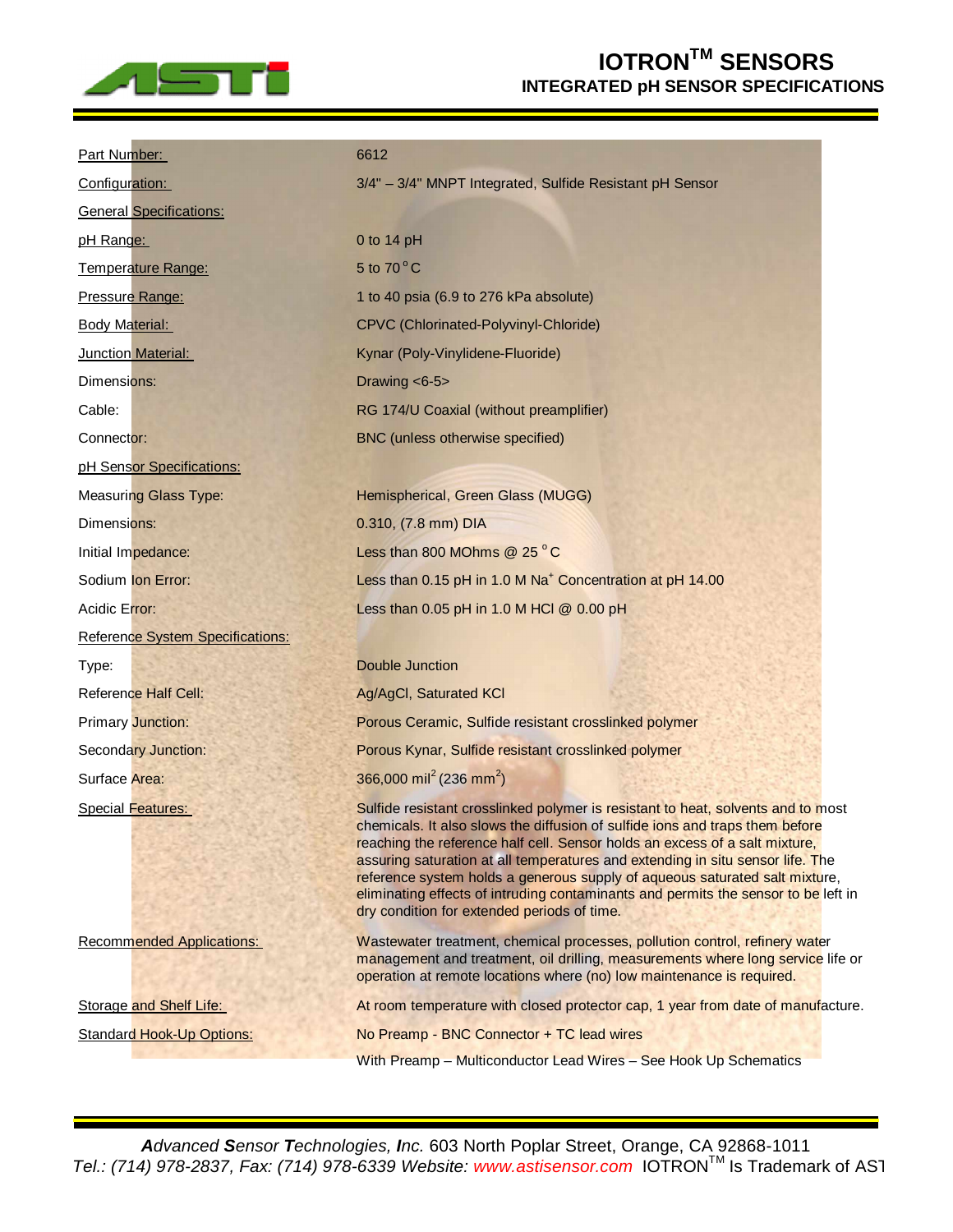# IOTRON™ SENSORS

## INTEGRATED pH SENSOR SPECIFICATIONS

| | |
|---|---|
| Part Number: | 6612 |
| Configuration: | 3/4" – 3/4" MNPT Integrated, Sulfide Resistant pH Sensor |
| **General Specifications:** | |
| pH Range: | 0 to 14 pH |
| Temperature Range: | 5 to 70 °C |
| Pressure Range: | 1 to 40 psia (6.9 to 276 kPa absolute) |
| Body Material: | CPVC (Chlorinated-Polyvinyl-Chloride) |
| Junction Material: | Kynar (Poly-Vinylidene-Fluoride) |
| Dimensions: | Drawing <6-5> |
| Cable: | RG 174/U Coaxial (without preamplifier) |
| Connector: | BNC (unless otherwise specified) |
| **pH Sensor Specifications:** | |
| Measuring Glass Type: | Hemispherical, Green Glass (MUGG) |
| Dimensions: | 0.310, (7.8 mm) DIA |
| Initial Impedance: | Less than 800 MOhms @ 25 °C |
| Sodium Ion Error: | Less than 0.15 pH in 1.0 M $Na^+$ Concentration at pH 14.00 |
| Acidic Error: | Less than 0.05 pH in 1.0 M HCl @ 0.00 pH |
| **Reference System Specifications:** | |
| Type: | Double Junction |
| Reference Half Cell: | Ag/AgCl, Saturated KCl |
| Primary Junction: | Porous Ceramic, Sulfide resistant crosslinked polymer |
| Secondary Junction: | Porous Kynar, Sulfide resistant crosslinked polymer |
| Surface Area: | 366,000 $mil^2$ (236 $mm^2$) |
| Special Features: | Sulfide resistant crosslinked polymer is resistant to heat, solvents and to most chemicals. It also slows the diffusion of sulfide ions and traps them before reaching the reference half cell. Sensor holds an excess of a salt mixture, assuring saturation at all temperatures and extending in situ sensor life. The reference system holds a generous supply of aqueous saturated salt mixture, eliminating effects of intruding contaminants and permits the sensor to be left in dry condition for extended periods of time. |
| Recommended Applications: | Wastewater treatment, chemical processes, pollution control, refinery water management and treatment, oil drilling, measurements where long service life or operation at remote locations where (no) low maintenance is required. |
| Storage and Shelf Life: | At room temperature with closed protector cap, 1 year from date of manufacture. |
| Standard Hook-Up Options: | No Preamp - BNC Connector + TC lead wires |
| | With Preamp – Multiconductor Lead Wires – See Hook Up Schematics |

***A**dvanced **S**ensor **T**echnologies, **I**nc.* 603 North Poplar Street, Orange, CA 92868-1011
*Tel.: (714) 978-2837, Fax: (714) 978-6339 Website: www.astisensor.com* IOTRON™ Is Trademark of ASTI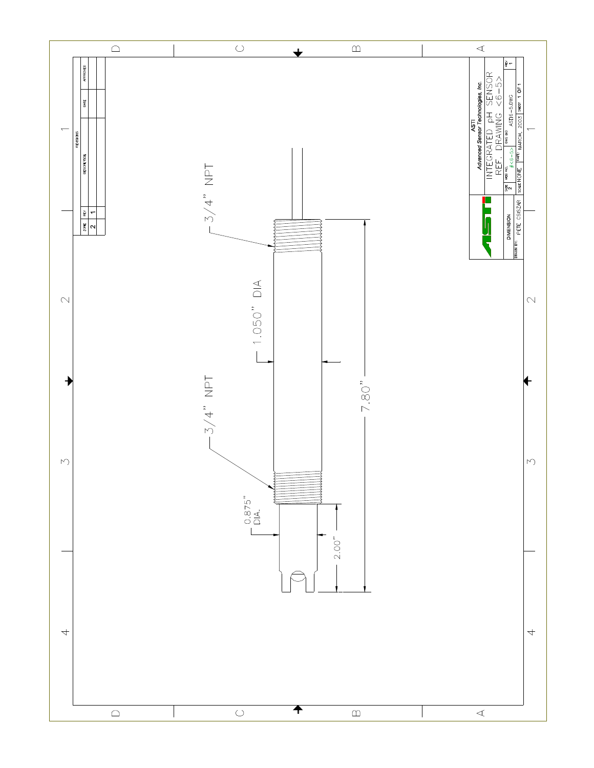3/4" NPT

1.050" DIA

3/4" NPT

7.80"

0.875" DIA.

2.00"

| ZONE | REV | DESCRIPTION | DATE | APPROVED |
|---|---|---|---|---|
| 2 | 1 | | | |

ASTI

Advanced Sensor Technologies, Inc.

INTEGRATED pH SENSOR

REF. DRAWING <6-5>

| | |
|---|---|
| DIMENSION | SIZE 2 |
| FSCM NO. #<6-5> | DWG NO. ASTI6-5.DWG |
| REV 1 | |
| DRAWN BY: PETE CSISZAR | SCALE NONE |
| DATE: MARCH, 2003 | SHEET 1 OF 1 |